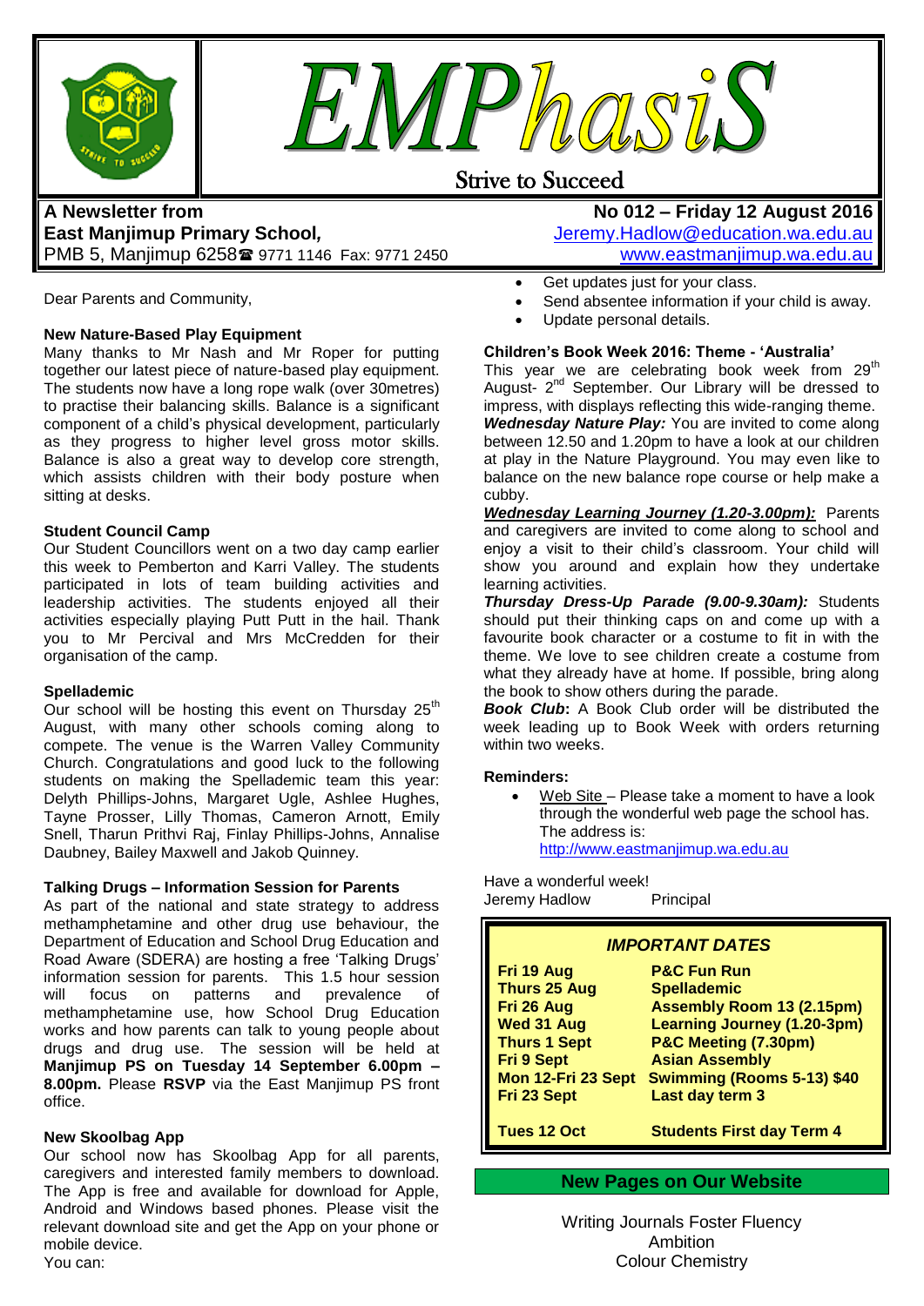# EMPhasiS

Strive to Succeed

**A Newsletter from**
**East Manjimup Primary School,**
PMB 5, Manjimup 6258 ☎ 9771 1146 Fax: 9771 2450

**No 012 – Friday 12 August 2016**
Jeremy.Hadlow@education.wa.edu.au
www.eastmanjimup.wa.edu.au

Dear Parents and Community,

### New Nature-Based Play Equipment

Many thanks to Mr Nash and Mr Roper for putting together our latest piece of nature-based play equipment. The students now have a long rope walk (over 30metres) to practise their balancing skills. Balance is a significant component of a child's physical development, particularly as they progress to higher level gross motor skills. Balance is also a great way to develop core strength, which assists children with their body posture when sitting at desks.

### Student Council Camp

Our Student Councillors went on a two day camp earlier this week to Pemberton and Karri Valley. The students participated in lots of team building activities and leadership activities. The students enjoyed all their activities especially playing Putt Putt in the hail. Thank you to Mr Percival and Mrs McCredden for their organisation of the camp.

### Spellademic

Our school will be hosting this event on Thursday 25th August, with many other schools coming along to compete. The venue is the Warren Valley Community Church. Congratulations and good luck to the following students on making the Spellademic team this year: Delyth Phillips-Johns, Margaret Ugle, Ashlee Hughes, Tayne Prosser, Lilly Thomas, Cameron Arnott, Emily Snell, Tharun Prithvi Raj, Finlay Phillips-Johns, Annalise Daubney, Bailey Maxwell and Jakob Quinney.

### Talking Drugs – Information Session for Parents

As part of the national and state strategy to address methamphetamine and other drug use behaviour, the Department of Education and School Drug Education and Road Aware (SDERA) are hosting a free 'Talking Drugs' information session for parents. This 1.5 hour session will focus on patterns and prevalence of methamphetamine use, how School Drug Education works and how parents can talk to young people about drugs and drug use. The session will be held at **Manjimup PS on Tuesday 14 September 6.00pm – 8.00pm.** Please **RSVP** via the East Manjimup PS front office.

### New Skoolbag App

Our school now has Skoolbag App for all parents, caregivers and interested family members to download. The App is free and available for download for Apple, Android and Windows based phones. Please visit the relevant download site and get the App on your phone or mobile device.

You can:

- Get updates just for your class.
- Send absentee information if your child is away.
- Update personal details.

### Children's Book Week 2016: Theme - 'Australia'

This year we are celebrating book week from 29th August- 2nd September. Our Library will be dressed to impress, with displays reflecting this wide-ranging theme.

***Wednesday Nature Play:*** You are invited to come along between 12.50 and 1.20pm to have a look at our children at play in the Nature Playground. You may even like to balance on the new balance rope course or help make a cubby.

***Wednesday Learning Journey (1.20-3.00pm):*** Parents and caregivers are invited to come along to school and enjoy a visit to their child's classroom. Your child will show you around and explain how they undertake learning activities.

***Thursday Dress-Up Parade (9.00-9.30am):*** Students should put their thinking caps on and come up with a favourite book character or a costume to fit in with the theme. We love to see children create a costume from what they already have at home. If possible, bring along the book to show others during the parade.

***Book Club*:** A Book Club order will be distributed the week leading up to Book Week with orders returning within two weeks.

### Reminders:

- Web Site – Please take a moment to have a look through the wonderful web page the school has. The address is: http://www.eastmanjimup.wa.edu.au

Have a wonderful week!
Jeremy Hadlow Principal

### *IMPORTANT DATES*

| | |
|---|---|
| **Fri 19 Aug** | **P&C Fun Run** |
| **Thurs 25 Aug** | **Spellademic** |
| **Fri 26 Aug** | **Assembly Room 13 (2.15pm)** |
| **Wed 31 Aug** | **Learning Journey (1.20-3pm)** |
| **Thurs 1 Sept** | **P&C Meeting (7.30pm)** |
| **Fri 9 Sept** | **Asian Assembly** |
| **Mon 12-Fri 23 Sept** | **Swimming (Rooms 5-13) $40** |
| **Fri 23 Sept** | **Last day term 3** |
| **Tues 12 Oct** | **Students First day Term 4** |

### New Pages on Our Website

Writing Journals Foster Fluency
Ambition
Colour Chemistry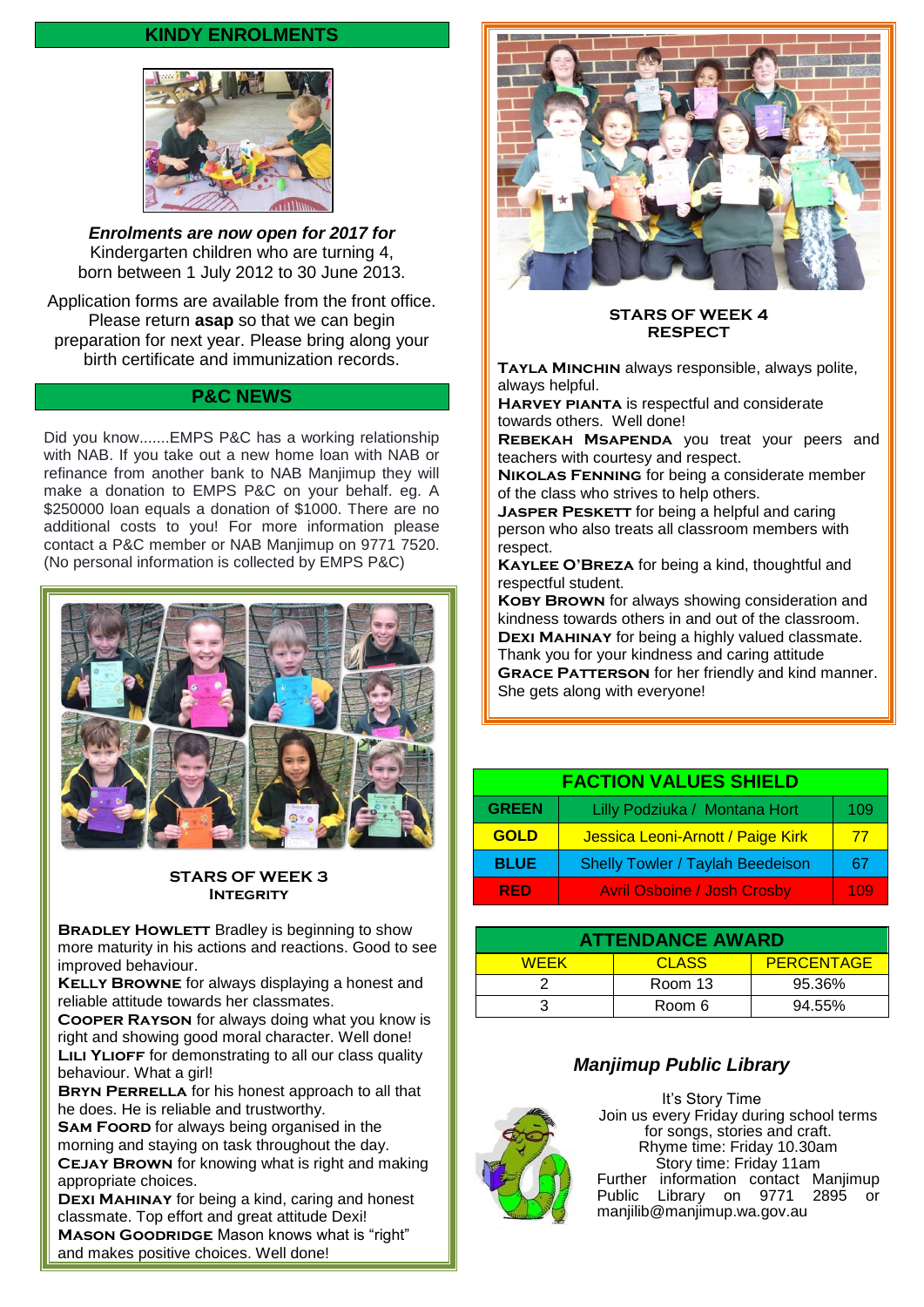## KINDY ENROLMENTS

***Enrolments are now open for 2017 for*** Kindergarten children who are turning 4, born between 1 July 2012 to 30 June 2013.

Application forms are available from the front office. Please return **asap** so that we can begin preparation for next year. Please bring along your birth certificate and immunization records.

## P&C NEWS

Did you know.......EMPS P&C has a working relationship with NAB. If you take out a new home loan with NAB or refinance from another bank to NAB Manjimup they will make a donation to EMPS P&C on your behalf. eg. A $250000 loan equals a donation of $1000. There are no additional costs to you! For more information please contact a P&C member or NAB Manjimup on 9771 7520. (No personal information is collected by EMPS P&C)

### STARS OF WEEK 3
### INTEGRITY

**BRADLEY HOWLETT** Bradley is beginning to show more maturity in his actions and reactions. Good to see improved behaviour.
**KELLY BROWNE** for always displaying a honest and reliable attitude towards her classmates.
**COOPER RAYSON** for always doing what you know is right and showing good moral character. Well done!
**LILI YLIOFF** for demonstrating to all our class quality behaviour. What a girl!
**BRYN PERRELLA** for his honest approach to all that he does. He is reliable and trustworthy.
**SAM FOORD** for always being organised in the morning and staying on task throughout the day.
**CEJAY BROWN** for knowing what is right and making appropriate choices.
**DEXI MAHINAY** for being a kind, caring and honest classmate. Top effort and great attitude Dexi!
**MASON GOODRIDGE** Mason knows what is "right" and makes positive choices. Well done!

### STARS OF WEEK 4
### RESPECT

**TAYLA MINCHIN** always responsible, always polite, always helpful.
**HARVEY PIANTA** is respectful and considerate towards others. Well done!
**REBEKAH MSAPENDA** you treat your peers and teachers with courtesy and respect.
**NIKOLAS FENNING** for being a considerate member of the class who strives to help others.
**JASPER PESKETT** for being a helpful and caring person who also treats all classroom members with respect.
**KAYLEE O'BREZA** for being a kind, thoughtful and respectful student.
**KOBY BROWN** for always showing consideration and kindness towards others in and out of the classroom.
**DEXI MAHINAY** for being a highly valued classmate. Thank you for your kindness and caring attitude
**GRACE PATTERSON** for her friendly and kind manner. She gets along with everyone!

| FACTION VALUES SHIELD | | |
|---|---|---|
| **GREEN** | Lilly Podziuka / Montana Hort | 109 |
| **GOLD** | Jessica Leoni-Arnott / Paige Kirk | 77 |
| **BLUE** | Shelly Towler / Taylah Beedeison | 67 |
| **RED** | Avril Osboine / Josh Crosby | 109 |

| ATTENDANCE AWARD | | |
|---|---|---|
| WEEK | CLASS | PERCENTAGE |
| 2 | Room 13 | 95.36% |
| 3 | Room 6 | 94.55% |

## *Manjimup Public Library*

It's Story Time
Join us every Friday during school terms for songs, stories and craft.
Rhyme time: Friday 10.30am
Story time: Friday 11am
Further information contact Manjimup Public Library on 9771 2895 or manjilib@manjimup.wa.gov.au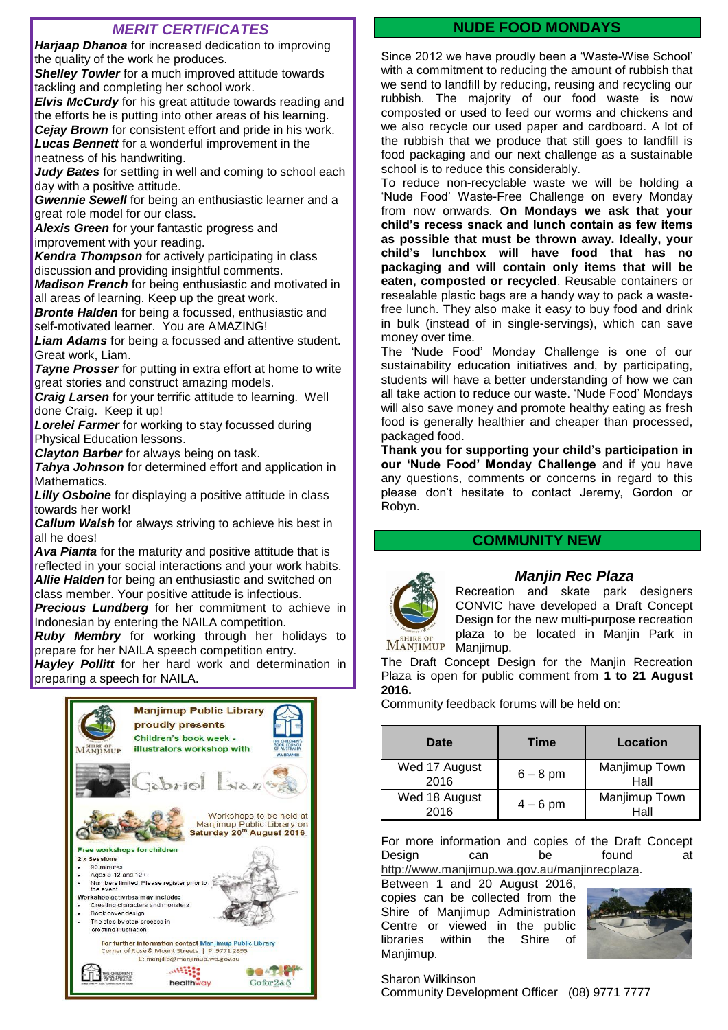## MERIT CERTIFICATES

***Harjaap Dhanoa*** for increased dedication to improving the quality of the work he produces.

***Shelley Towler*** for a much improved attitude towards tackling and completing her school work.

***Elvis McCurdy*** for his great attitude towards reading and the efforts he is putting into other areas of his learning.

***Cejay Brown*** for consistent effort and pride in his work.

***Lucas Bennett*** for a wonderful improvement in the neatness of his handwriting.

***Judy Bates*** for settling in well and coming to school each day with a positive attitude.

***Gwennie Sewell*** for being an enthusiastic learner and a great role model for our class.

***Alexis Green*** for your fantastic progress and improvement with your reading.

***Kendra Thompson*** for actively participating in class discussion and providing insightful comments.

***Madison French*** for being enthusiastic and motivated in all areas of learning. Keep up the great work.

***Bronte Halden*** for being a focussed, enthusiastic and self-motivated learner. You are AMAZING!

***Liam Adams*** for being a focussed and attentive student. Great work, Liam.

***Tayne Prosser*** for putting in extra effort at home to write great stories and construct amazing models.

***Craig Larsen*** for your terrific attitude to learning. Well done Craig. Keep it up!

***Lorelei Farmer*** for working to stay focussed during Physical Education lessons.

***Clayton Barber*** for always being on task.

***Tahya Johnson*** for determined effort and application in Mathematics.

***Lilly Osboine*** for displaying a positive attitude in class towards her work!

***Callum Walsh*** for always striving to achieve his best in all he does!

***Ava Piánta*** for the maturity and positive attitude that is reflected in your social interactions and your work habits.

***Allie Halden*** for being an enthusiastic and switched on class member. Your positive attitude is infectious.

***Precious Lundberg*** for her commitment to achieve in Indonesian by entering the NAILA competition.

***Ruby Membry*** for working through her holidays to prepare for her NAILA speech competition entry.

***Hayley Pollitt*** for her hard work and determination in preparing a speech for NAILA.

**Manjimup Public Library proudly presents**

**Children's book week - illustrators workshop with Gabriel Evans**

Workshops to be held at Manjimup Public Library on **Saturday 20th August 2016**

**Free workshops for children**

**2 x Sessions**

- 90 minutes
- Ages 8-12 and 12+
- Numbers limited. Please register prior to the event.

**Workshop activities may include:**

- Creating characters and monsters
- Book cover design
- The step by step process in creating illustration

For further information contact Manjimup Public Library
Corner of Rose & Mount Streets | P: 9771 2855
E: manjilib@manjimup.wa.gov.au

## NUDE FOOD MONDAYS

Since 2012 we have proudly been a 'Waste-Wise School' with a commitment to reducing the amount of rubbish that we send to landfill by reducing, reusing and recycling our rubbish. The majority of our food waste is now composted or used to feed our worms and chickens and we also recycle our used paper and cardboard. A lot of the rubbish that we produce that still goes to landfill is food packaging and our next challenge as a sustainable school is to reduce this considerably.

To reduce non-recyclable waste we will be holding a 'Nude Food' Waste-Free Challenge on every Monday from now onwards. **On Mondays we ask that your child's recess snack and lunch contain as few items as possible that must be thrown away. Ideally, your child's lunchbox will have food that has no packaging and will contain only items that will be eaten, composted or recycled**. Reusable containers or resealable plastic bags are a handy way to pack a waste-free lunch. They also make it easy to buy food and drink in bulk (instead of in single-servings), which can save money over time.

The 'Nude Food' Monday Challenge is one of our sustainability education initiatives and, by participating, students will have a better understanding of how we can all take action to reduce our waste. 'Nude Food' Mondays will also save money and promote healthy eating as fresh food is generally healthier and cheaper than processed, packaged food.

**Thank you for supporting your child's participation in our 'Nude Food' Monday Challenge** and if you have any questions, comments or concerns in regard to this please don't hesitate to contact Jeremy, Gordon or Robyn.

## COMMUNITY NEW

### *Manjin Rec Plaza*

Recreation and skate park designers CONVIC have developed a Draft Concept Design for the new multi-purpose recreation plaza to be located in Manjin Park in Manjimup.

The Draft Concept Design for the Manjin Recreation Plaza is open for public comment from **1 to 21 August 2016.**

Community feedback forums will be held on:

| Date | Time | Location |
|---|---|---|
| Wed 17 August 2016 | 6 – 8 pm | Manjimup Town Hall |
| Wed 18 August 2016 | 4 – 6 pm | Manjimup Town Hall |

For more information and copies of the Draft Concept Design can be found at http://www.manjimup.wa.gov.au/manjinrecplaza.

Between 1 and 20 August 2016, copies can be collected from the Shire of Manjimup Administration Centre or viewed in the public libraries within the Shire of Manjimup.

Sharon Wilkinson
Community Development Officer (08) 9771 7777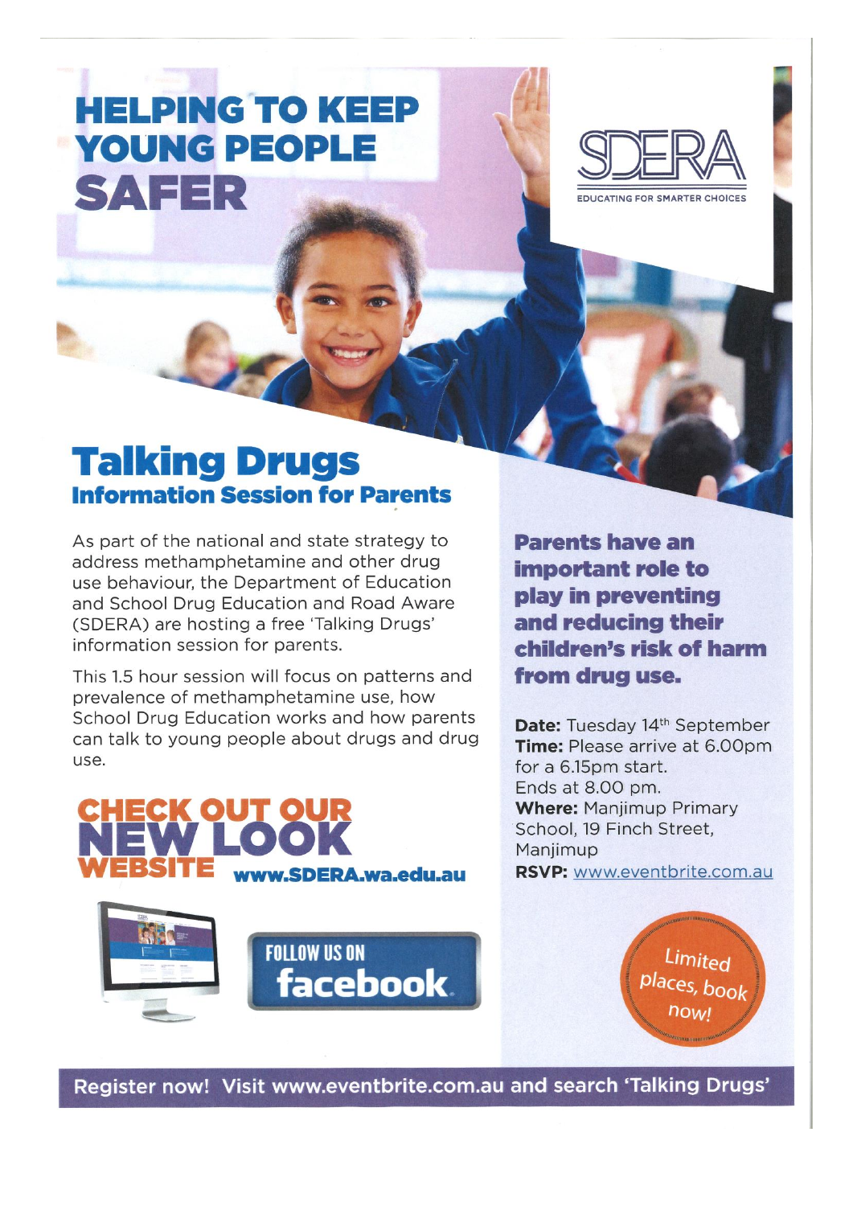# HELPING TO KEEP YOUNG PEOPLE SAFER

SDERA
EDUCATING FOR SMARTER CHOICES

## Talking Drugs
### Information Session for Parents

As part of the national and state strategy to address methamphetamine and other drug use behaviour, the Department of Education and School Drug Education and Road Aware (SDERA) are hosting a free 'Talking Drugs' information session for parents.

This 1.5 hour session will focus on patterns and prevalence of methamphetamine use, how School Drug Education works and how parents can talk to young people about drugs and drug use.

**Parents have an important role to play in preventing and reducing their children's risk of harm from drug use.**

**Date:** Tuesday 14th September
**Time:** Please arrive at 6.00pm for a 6.15pm start.
Ends at 8.00 pm.
**Where:** Manjimup Primary School, 19 Finch Street, Manjimup
**RSVP:** www.eventbrite.com.au

Limited places, book now!

**CHECK OUT OUR NEW LOOK WEBSITE** www.SDERA.wa.edu.au

FOLLOW US ON facebook

**Register now! Visit www.eventbrite.com.au and search 'Talking Drugs'**